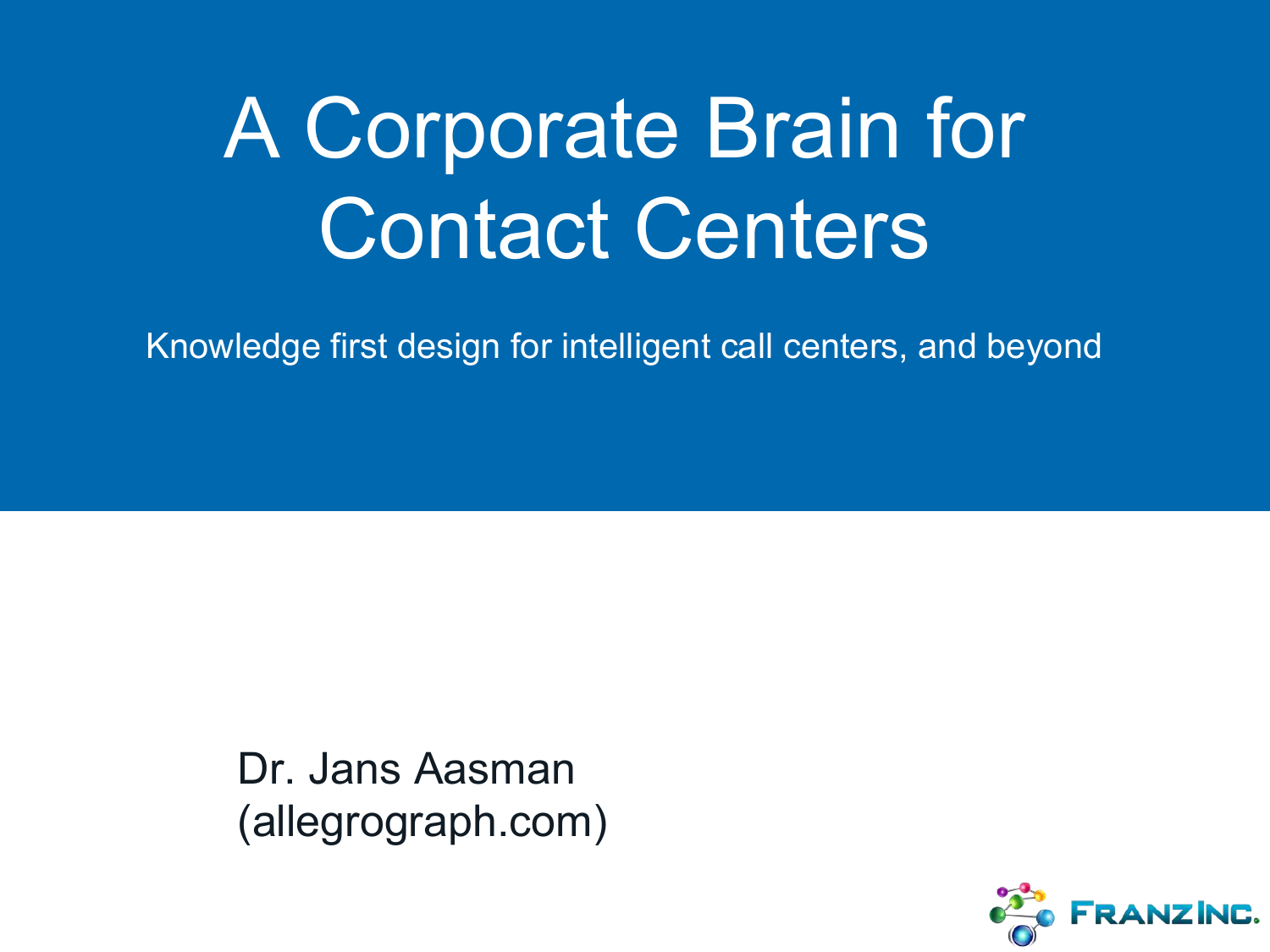# A Corporate Brain for Contact Centers

Knowledge first design for intelligent call centers, and beyond

Dr. Jans Aasman
(allegrograph.com)

FRANZ INC.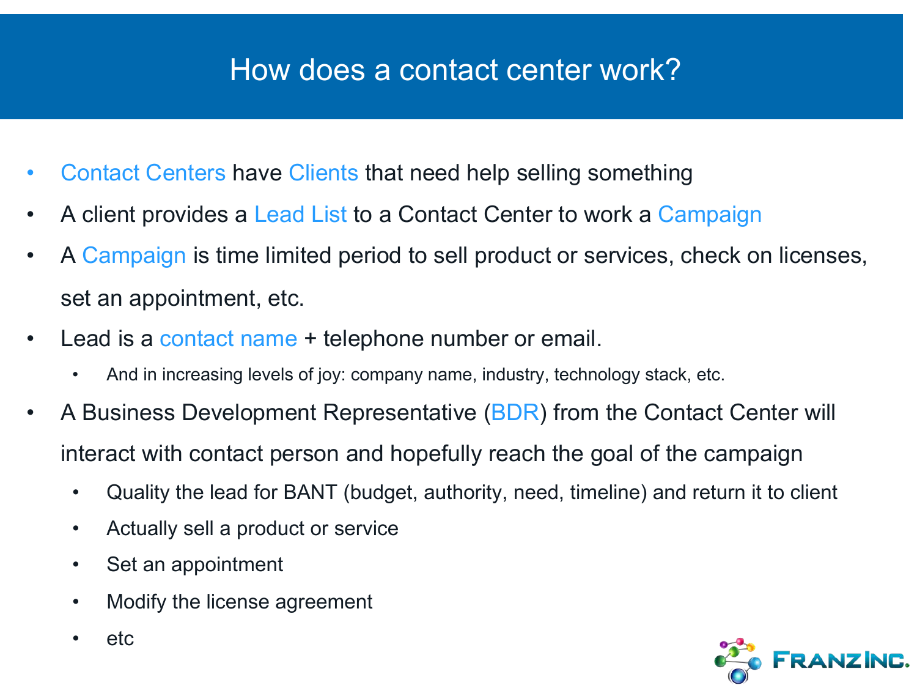# How does a contact center work?

- Contact Centers have Clients that need help selling something
- A client provides a Lead List to a Contact Center to work a Campaign
- A Campaign is time limited period to sell product or services, check on licenses, set an appointment, etc.
- Lead is a contact name + telephone number or email.
  - And in increasing levels of joy: company name, industry, technology stack, etc.
- A Business Development Representative (BDR) from the Contact Center will interact with contact person and hopefully reach the goal of the campaign
  - Quality the lead for BANT (budget, authority, need, timeline) and return it to client
  - Actually sell a product or service
  - Set an appointment
  - Modify the license agreement
  - etc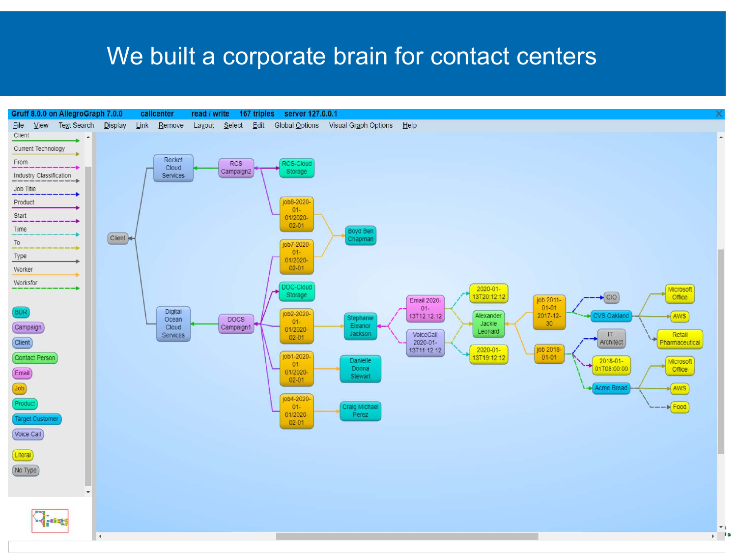# We built a corporate brain for contact centers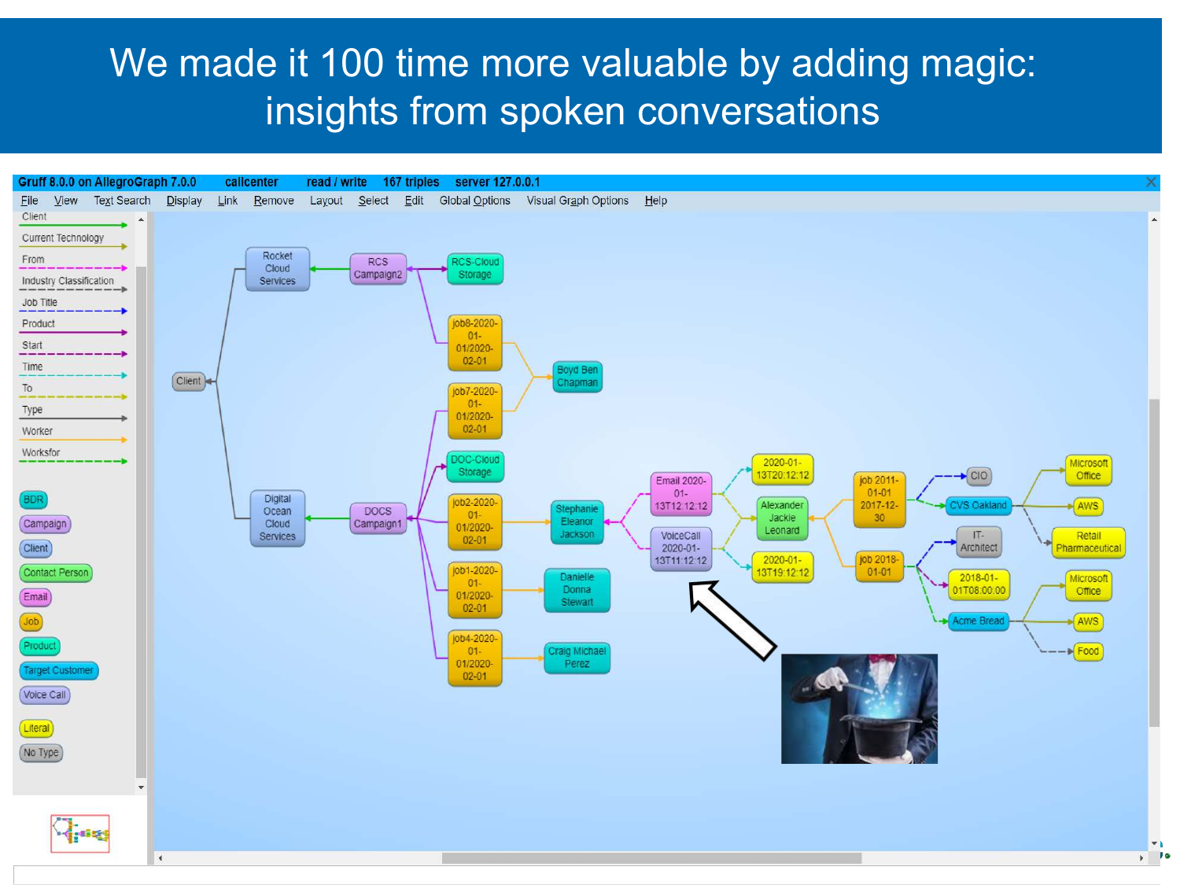# We made it 100 time more valuable by adding magic: insights from spoken conversations

Gruff 8.0.0 on AllegroGraph 7.0.0 callcenter read / write 167 triples server 127.0.0.1

File View Text Search Display Link Remove Layout Select Edit Global Options Visual Graph Options Help

Client
Current Technology
From
Industry Classification
Job Title
Product
Start
Time
To
Type
Worker
Worksfor

BDR
Campaign
Client
Contact Person
Email
Job
Product
Target Customer
Voice Call

Literal
No Type

Client
Rocket Cloud Services
RCS Campaign2
RCS-Cloud Storage
job8-2020-01-01/2020-02-01
job7-2020-01-01/2020-02-01
Boyd Ben Chapman
Digital Ocean Cloud Services
DOCS Campaign1
DOC-Cloud Storage
job2-2020-01-01/2020-02-01
Stephanie Eleanor Jackson
job1-2020-01-01/2020-02-01
Danielle Donna Stewart
job4-2020-01-01/2020-02-01
Craig Michael Perez
Email 2020-01-13T12:12:12
VoiceCall 2020-01-13T11:12:12
2020-01-13T20:12:12
2020-01-13T19:12:12
Alexander Jackie Leonard
job 2011-01-01 2017-12-30
job 2018-01-01
CIO
CVS Oakland
IT-Architect
2018-01-01T08:00:00
Acme Bread
Microsoft Office
AWS
Retail Pharmaceutical
Microsoft Office
AWS
Food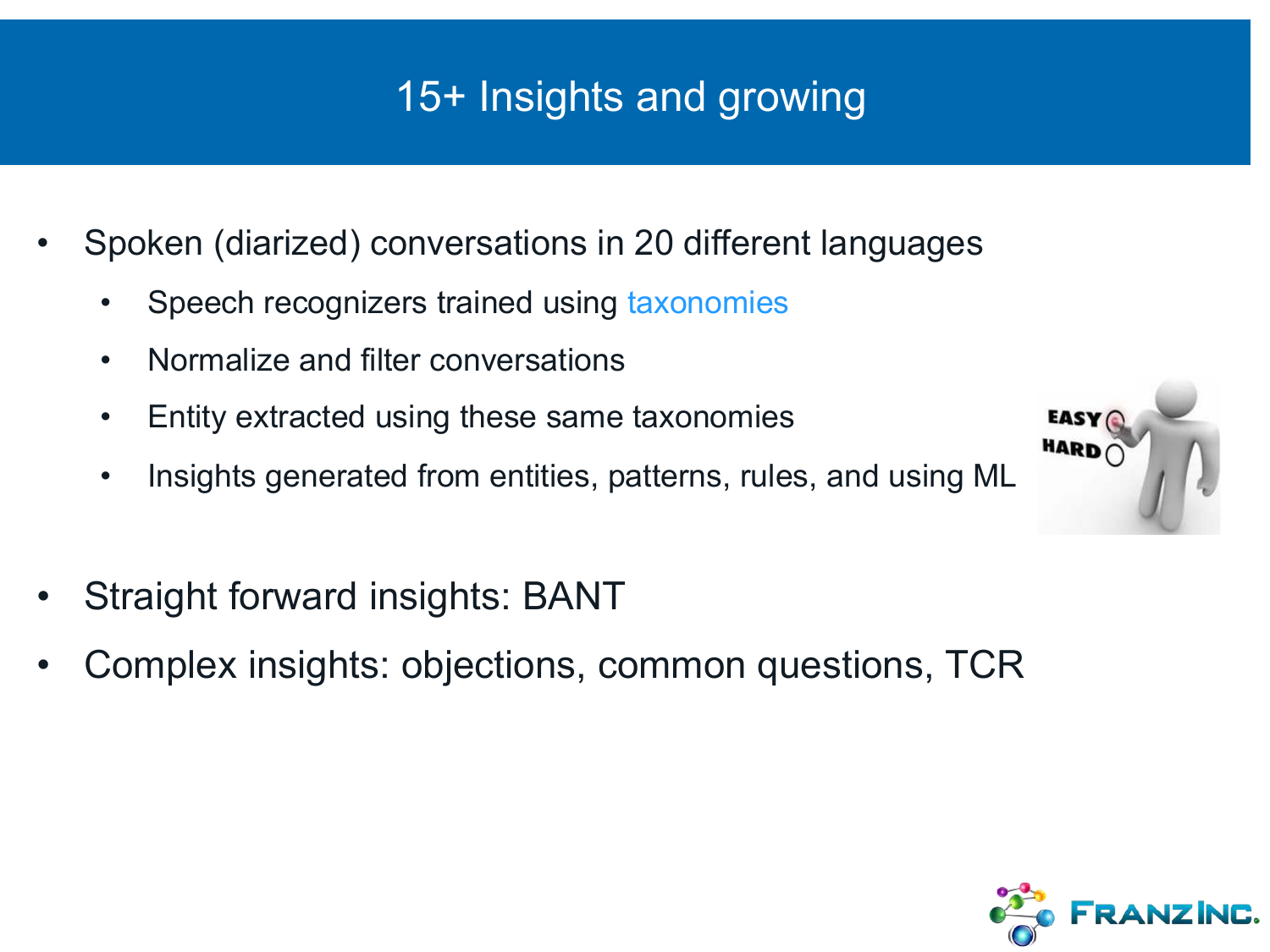# 15+ Insights and growing

- Spoken (diarized) conversations in 20 different languages
  - Speech recognizers trained using taxonomies
  - Normalize and filter conversations
  - Entity extracted using these same taxonomies
  - Insights generated from entities, patterns, rules, and using ML
- Straight forward insights: BANT
- Complex insights: objections, common questions, TCR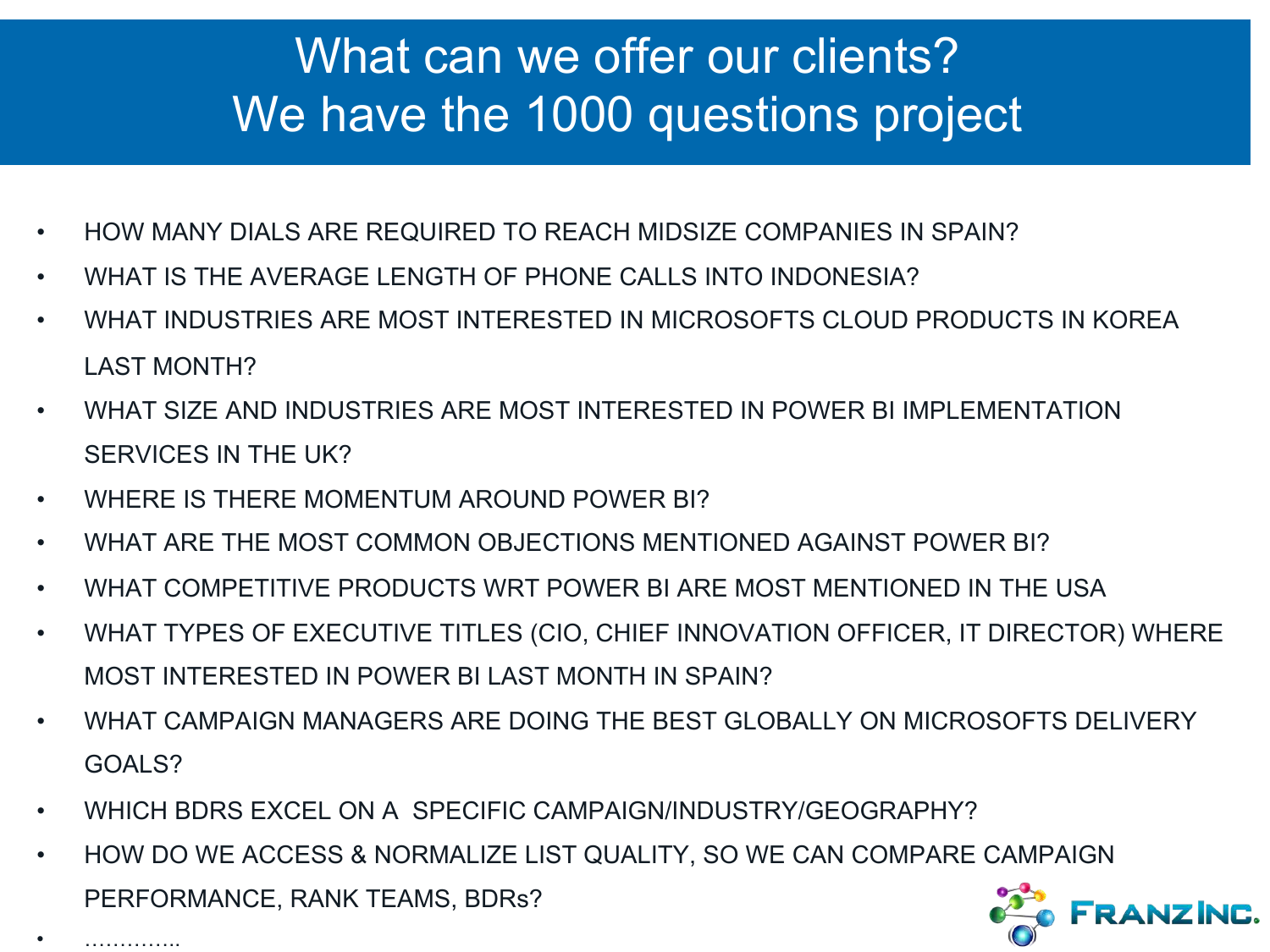# What can we offer our clients?
# We have the 1000 questions project

- HOW MANY DIALS ARE REQUIRED TO REACH MIDSIZE COMPANIES IN SPAIN?
- WHAT IS THE AVERAGE LENGTH OF PHONE CALLS INTO INDONESIA?
- WHAT INDUSTRIES ARE MOST INTERESTED IN MICROSOFTS CLOUD PRODUCTS IN KOREA LAST MONTH?
- WHAT SIZE AND INDUSTRIES ARE MOST INTERESTED IN POWER BI IMPLEMENTATION SERVICES IN THE UK?
- WHERE IS THERE MOMENTUM AROUND POWER BI?
- WHAT ARE THE MOST COMMON OBJECTIONS MENTIONED AGAINST POWER BI?
- WHAT COMPETITIVE PRODUCTS WRT POWER BI ARE MOST MENTIONED IN THE USA
- WHAT TYPES OF EXECUTIVE TITLES (CIO, CHIEF INNOVATION OFFICER, IT DIRECTOR) WHERE MOST INTERESTED IN POWER BI LAST MONTH IN SPAIN?
- WHAT CAMPAIGN MANAGERS ARE DOING THE BEST GLOBALLY ON MICROSOFTS DELIVERY GOALS?
- WHICH BDRS EXCEL ON A SPECIFIC CAMPAIGN/INDUSTRY/GEOGRAPHY?
- HOW DO WE ACCESS & NORMALIZE LIST QUALITY, SO WE CAN COMPARE CAMPAIGN PERFORMANCE, RANK TEAMS, BDRs?
- …………..

FRANZ INC.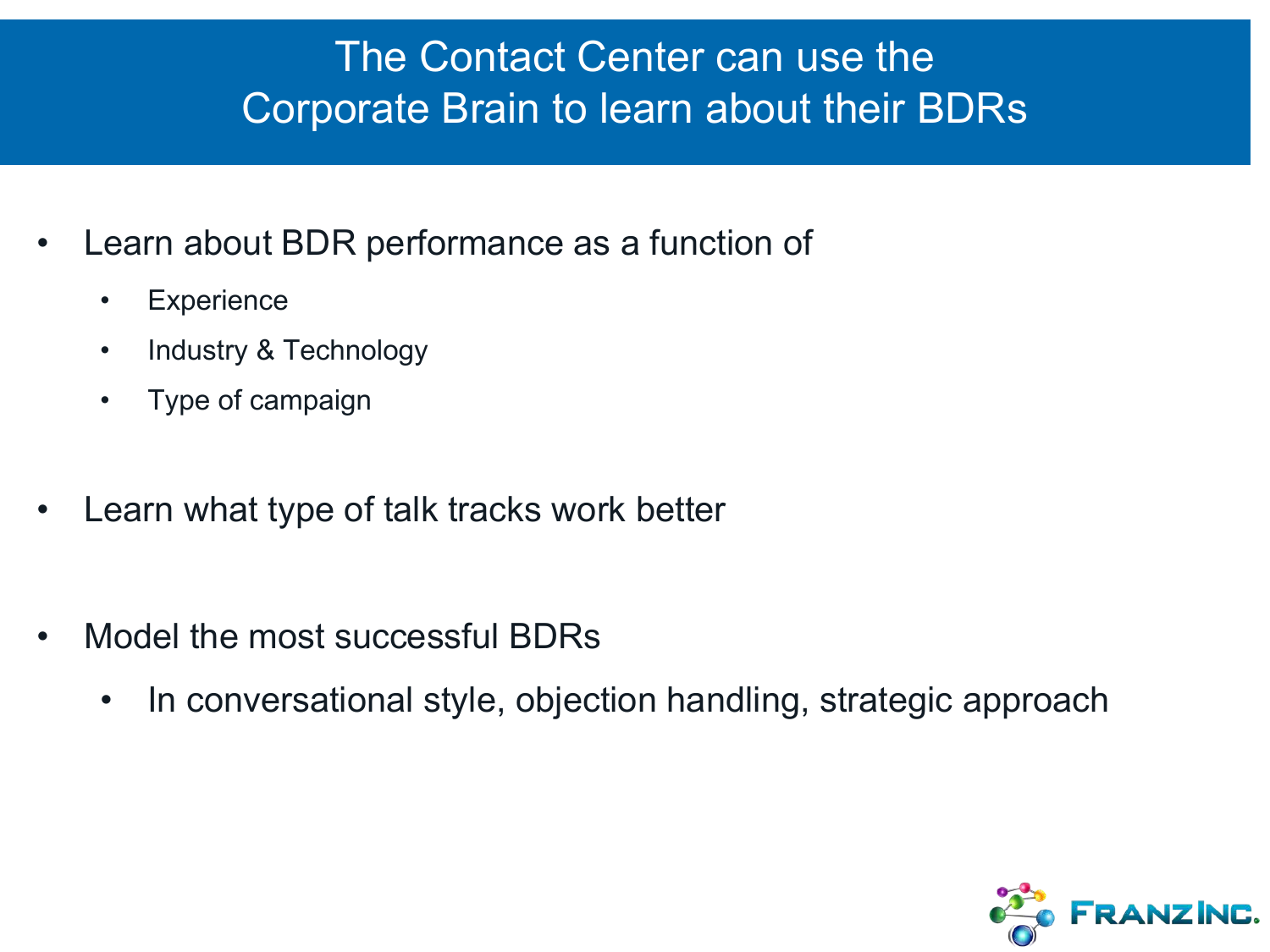# The Contact Center can use the Corporate Brain to learn about their BDRs

- Learn about BDR performance as a function of
  - Experience
  - Industry & Technology
  - Type of campaign
- Learn what type of talk tracks work better
- Model the most successful BDRs
  - In conversational style, objection handling, strategic approach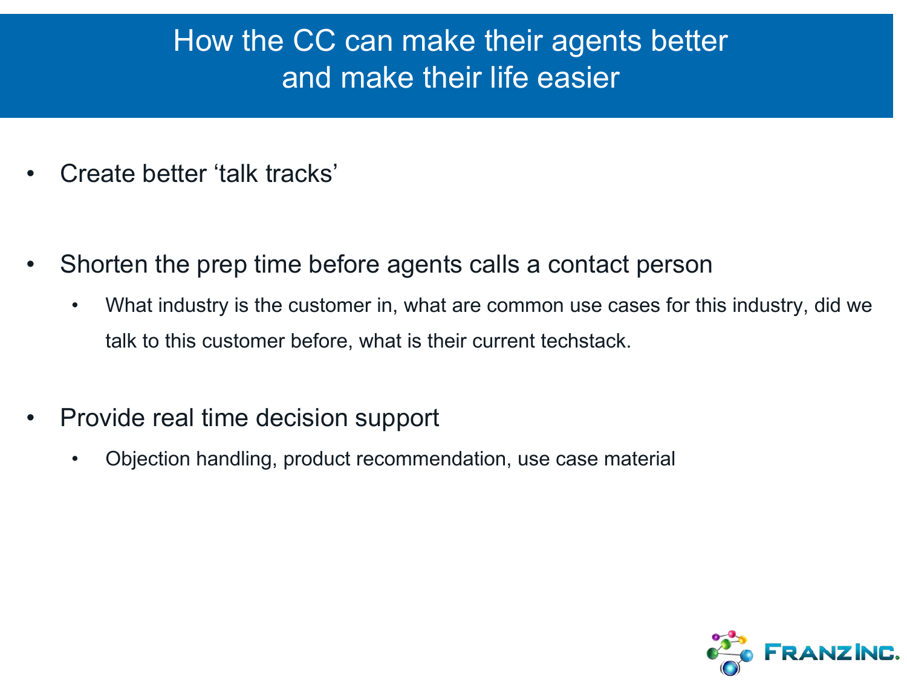# How the CC can make their agents better and make their life easier

- Create better 'talk tracks'
- Shorten the prep time before agents calls a contact person
  - What industry is the customer in, what are common use cases for this industry, did we talk to this customer before, what is their current techstack.
- Provide real time decision support
  - Objection handling, product recommendation, use case material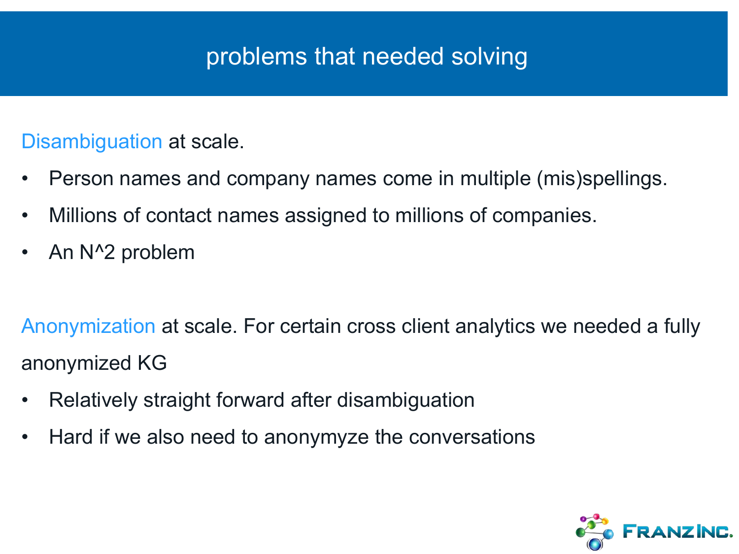# problems that needed solving

Disambiguation at scale.

- Person names and company names come in multiple (mis)spellings.
- Millions of contact names assigned to millions of companies.
- An N^2 problem

Anonymization at scale. For certain cross client analytics we needed a fully anonymized KG

- Relatively straight forward after disambiguation
- Hard if we also need to anonymyze the conversations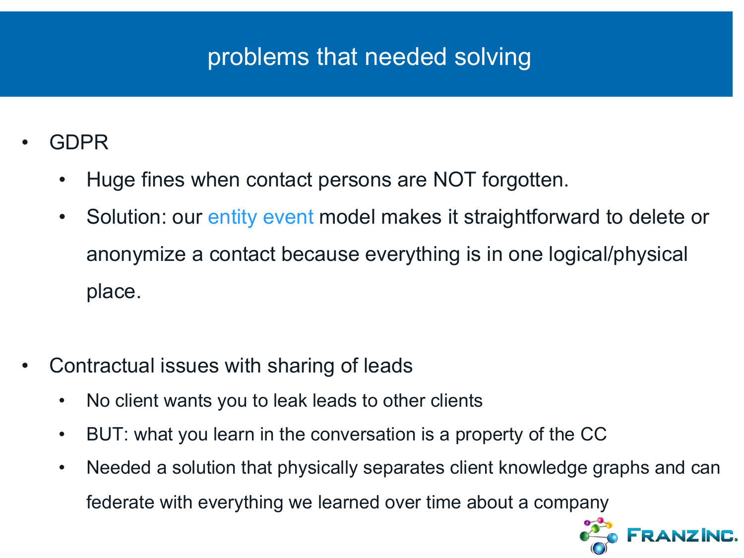# problems that needed solving

- GDPR
  - Huge fines when contact persons are NOT forgotten.
  - Solution: our entity event model makes it straightforward to delete or anonymize a contact because everything is in one logical/physical place.
- Contractual issues with sharing of leads
  - No client wants you to leak leads to other clients
  - BUT: what you learn in the conversation is a property of the CC
  - Needed a solution that physically separates client knowledge graphs and can federate with everything we learned over time about a company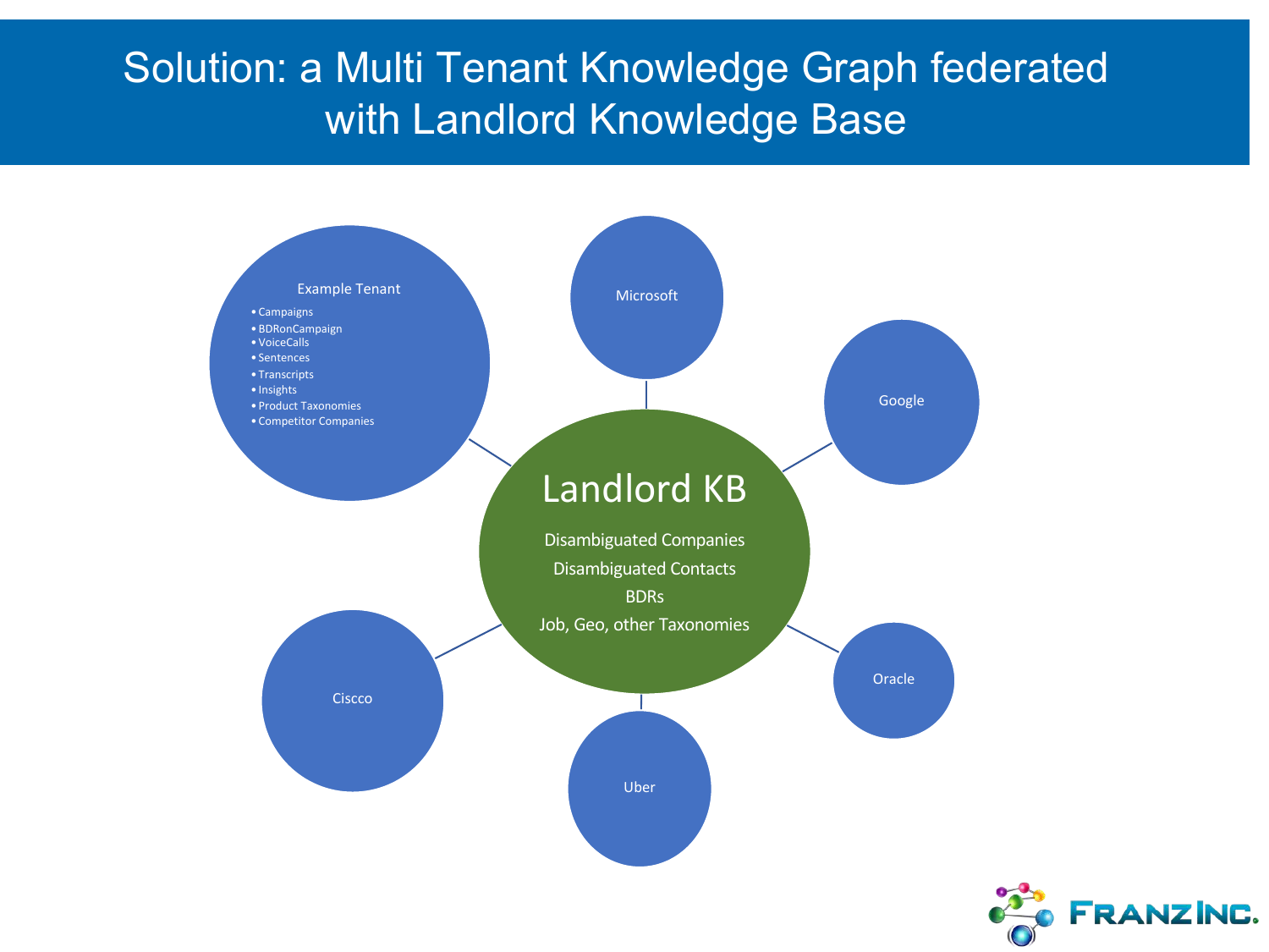# Solution: a Multi Tenant Knowledge Graph federated with Landlord Knowledge Base

Example Tenant

- Campaigns
- BDRonCampaign
- VoiceCalls
- Sentences
- Transcripts
- Insights
- Product Taxonomies
- Competitor Companies

Microsoft

Google

## Landlord KB

Disambiguated Companies

Disambiguated Contacts

BDRs

Job, Geo, other Taxonomies

Oracle

Uber

Ciscco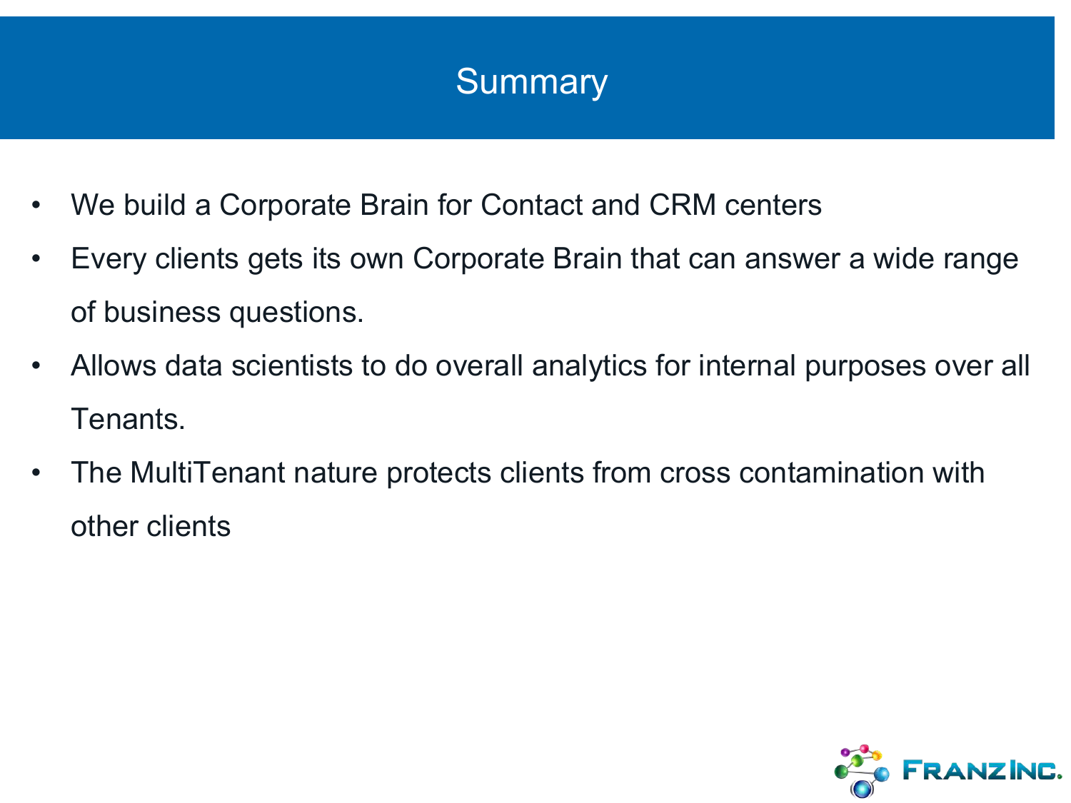# Summary

- We build a Corporate Brain for Contact and CRM centers
- Every clients gets its own Corporate Brain that can answer a wide range of business questions.
- Allows data scientists to do overall analytics for internal purposes over all Tenants.
- The MultiTenant nature protects clients from cross contamination with other clients